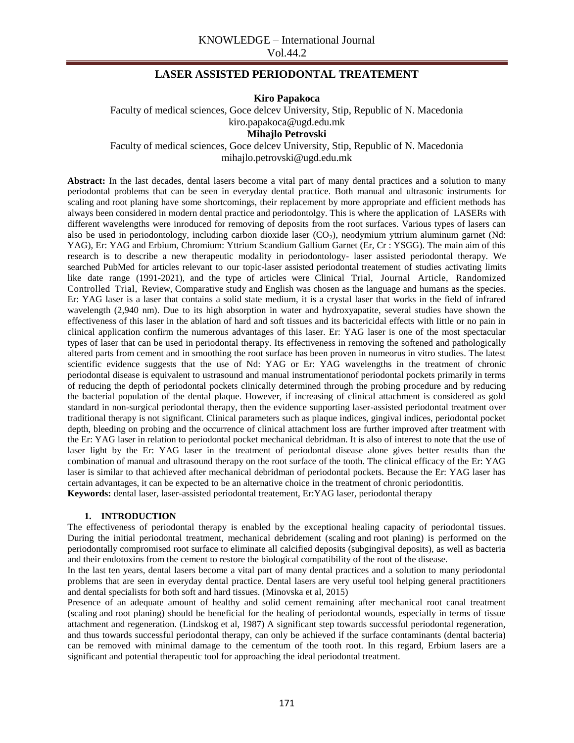# LASER ASSISTED PERIODONTAL TREATEMENT

**Kiro Papakoca**

Faculty of medical sciences, Goce delcev University, Stip, Republic of N. Macedonia
kiro.papakoca@ugd.edu.mk

**Mihajlo Petrovski**

Faculty of medical sciences, Goce delcev University, Stip, Republic of N. Macedonia
mihajlo.petrovski@ugd.edu.mk

**Abstract:** In the last decades, dental lasers become a vital part of many dental practices and a solution to many periodontal problems that can be seen in everyday dental practice. Both manual and ultrasonic instruments for scaling and root planing have some shortcomings, their replacement by more appropriate and efficient methods has always been considered in modern dental practice and periodontolgy. This is where the application of LASERs with different wavelengths were inroduced for removing of deposits from the root surfaces. Various types of lasers can also be used in periodontology, including carbon dioxide laser ($CO_2$), neodymium yttrium aluminum garnet (Nd: YAG), Er: YAG and Erbium, Chromium: Yttrium Scandium Gallium Garnet (Er, Cr : YSGG). The main aim of this research is to describe a new therapeutic modality in periodontology- laser assisted periodontal therapy. We searched PubMed for articles relevant to our topic-laser assisted periodontal treatement of studies activating limits like date range (1991-2021), and the type of articles were Clinical Trial, Journal Article, Randomized Controlled Trial, Review, Comparative study and English was chosen as the language and humans as the species. Er: YAG laser is a laser that contains a solid state medium, it is a crystal laser that works in the field of infrared wavelength (2,940 nm). Due to its high absorption in water and hydroxyapatite, several studies have shown the effectiveness of this laser in the ablation of hard and soft tissues and its bactericidal effects with little or no pain in clinical application confirm the numerous advantages of this laser. Er: YAG laser is one of the most spectacular types of laser that can be used in periodontal therapy. Its effectiveness in removing the softened and pathologically altered parts from cement and in smoothing the root surface has been proven in numeorus in vitro studies. The latest scientific evidence suggests that the use of Nd: YAG or Er: YAG wavelengths in the treatment of chronic periodontal disease is equivalent to ustrasound and manual instrumentationof periodontal pockets primarily in terms of reducing the depth of periodontal pockets clinically determined through the probing procedure and by reducing the bacterial population of the dental plaque. However, if increasing of clinical attachment is considered as gold standard in non-surgical periodontal therapy, then the evidence supporting laser-assisted periodontal treatment over traditional therapy is not significant. Clinical parameters such as plaque indices, gingival indices, periodontal pocket depth, bleeding on probing and the occurrence of clinical attachment loss are further improved after treatment with the Er: YAG laser in relation to periodontal pocket mechanical debridman. It is also of interest to note that the use of laser light by the Er: YAG laser in the treatment of periodontal disease alone gives better results than the combination of manual and ultrasound therapy on the root surface of the tooth. The clinical efficacy of the Er: YAG laser is similar to that achieved after mechanical debridman of periodontal pockets. Because the Er: YAG laser has certain advantages, it can be expected to be an alternative choice in the treatment of chronic periodontitis.

**Keywords:** dental laser, laser-assisted periodontal treatement, Er:YAG laser, periodontal therapy

## 1. INTRODUCTION

The effectiveness of periodontal therapy is enabled by the exceptional healing capacity of periodontal tissues. During the initial periodontal treatment, mechanical debridement (scaling and root planing) is performed on the periodontally compromised root surface to eliminate all calcified deposits (subgingival deposits), as well as bacteria and their endotoxins from the cement to restore the biological compatibility of the root of the disease.

In the last ten years, dental lasers become a vital part of many dental practices and a solution to many periodontal problems that are seen in everyday dental practice. Dental lasers are very useful tool helping general practitioners and dental specialists for both soft and hard tissues. (Minovska et al, 2015)

Presence of an adequate amount of healthy and solid cement remaining after mechanical root canal treatment (scaling and root planing) should be beneficial for the healing of periodontal wounds, especially in terms of tissue attachment and regeneration. (Lindskog et al, 1987) A significant step towards successful periodontal regeneration, and thus towards successful periodontal therapy, can only be achieved if the surface contaminants (dental bacteria) can be removed with minimal damage to the cementum of the tooth root. In this regard, Erbium lasers are a significant and potential therapeutic tool for approaching the ideal periodontal treatment.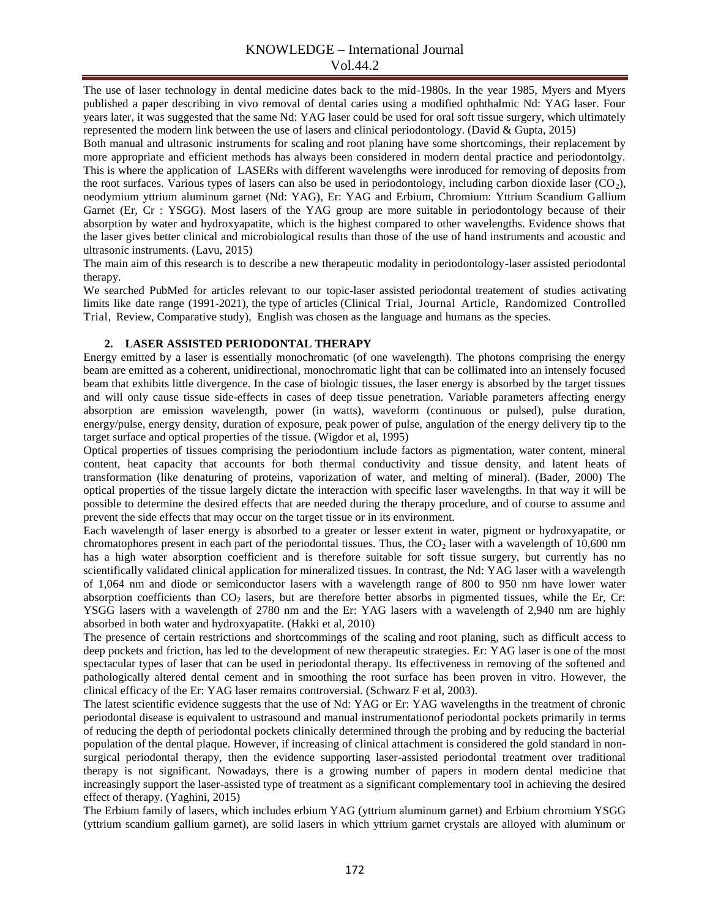The use of laser technology in dental medicine dates back to the mid-1980s. In the year 1985, Myers and Myers published a paper describing in vivo removal of dental caries using a modified ophthalmic Nd: YAG laser. Four years later, it was suggested that the same Nd: YAG laser could be used for oral soft tissue surgery, which ultimately represented the modern link between the use of lasers and clinical periodontology. (David & Gupta, 2015)

Both manual and ultrasonic instruments for scaling and root planing have some shortcomings, their replacement by more appropriate and efficient methods has always been considered in modern dental practice and periodontolgy. This is where the application of LASERs with different wavelengths were inroduced for removing of deposits from the root surfaces. Various types of lasers can also be used in periodontology, including carbon dioxide laser ($CO_2$), neodymium yttrium aluminum garnet (Nd: YAG), Er: YAG and Erbium, Chromium: Yttrium Scandium Gallium Garnet (Er, Cr : YSGG). Most lasers of the YAG group are more suitable in periodontology because of their absorption by water and hydroxyapatite, which is the highest compared to other wavelengths. Evidence shows that the laser gives better clinical and microbiological results than those of the use of hand instruments and acoustic and ultrasonic instruments. (Lavu, 2015)

The main aim of this research is to describe a new therapeutic modality in periodontology-laser assisted periodontal therapy.

We searched PubMed for articles relevant to our topic-laser assisted periodontal treatement of studies activating limits like date range (1991-2021), the type of articles (Clinical Trial, Journal Article, Randomized Controlled Trial, Review, Comparative study), English was chosen as the language and humans as the species.

## 2. LASER ASSISTED PERIODONTAL THERAPY

Energy emitted by a laser is essentially monochromatic (of one wavelength). The photons comprising the energy beam are emitted as a coherent, unidirectional, monochromatic light that can be collimated into an intensely focused beam that exhibits little divergence. In the case of biologic tissues, the laser energy is absorbed by the target tissues and will only cause tissue side-effects in cases of deep tissue penetration. Variable parameters affecting energy absorption are emission wavelength, power (in watts), waveform (continuous or pulsed), pulse duration, energy/pulse, energy density, duration of exposure, peak power of pulse, angulation of the energy delivery tip to the target surface and optical properties of the tissue. (Wigdor et al, 1995)

Optical properties of tissues comprising the periodontium include factors as pigmentation, water content, mineral content, heat capacity that accounts for both thermal conductivity and tissue density, and latent heats of transformation (like denaturing of proteins, vaporization of water, and melting of mineral). (Bader, 2000) The optical properties of the tissue largely dictate the interaction with specific laser wavelengths. In that way it will be possible to determine the desired effects that are needed during the therapy procedure, and of course to assume and prevent the side effects that may occur on the target tissue or in its environment.

Each wavelength of laser energy is absorbed to a greater or lesser extent in water, pigment or hydroxyapatite, or chromatophores present in each part of the periodontal tissues. Thus, the $CO_2$ laser with a wavelength of 10,600 nm has a high water absorption coefficient and is therefore suitable for soft tissue surgery, but currently has no scientifically validated clinical application for mineralized tissues. In contrast, the Nd: YAG laser with a wavelength of 1,064 nm and diode or semiconductor lasers with a wavelength range of 800 to 950 nm have lower water absorption coefficients than $CO_2$ lasers, but are therefore better absorbs in pigmented tissues, while the Er, Cr: YSGG lasers with a wavelength of 2780 nm and the Er: YAG lasers with a wavelength of 2,940 nm are highly absorbed in both water and hydroxyapatite. (Hakki et al, 2010)

The presence of certain restrictions and shortcommings of the scaling and root planing, such as difficult access to deep pockets and friction, has led to the development of new therapeutic strategies. Er: YAG laser is one of the most spectacular types of laser that can be used in periodontal therapy. Its effectiveness in removing of the softened and pathologically altered dental cement and in smoothing the root surface has been proven in vitro. However, the clinical efficacy of the Er: YAG laser remains controversial. (Schwarz F et al, 2003).

The latest scientific evidence suggests that the use of Nd: YAG or Er: YAG wavelengths in the treatment of chronic periodontal disease is equivalent to ustrasound and manual instrumentationof periodontal pockets primarily in terms of reducing the depth of periodontal pockets clinically determined through the probing and by reducing the bacterial population of the dental plaque. However, if increasing of clinical attachment is considered the gold standard in non-surgical periodontal therapy, then the evidence supporting laser-assisted periodontal treatment over traditional therapy is not significant. Nowadays, there is a growing number of papers in modern dental medicine that increasingly support the laser-assisted type of treatment as a significant complementary tool in achieving the desired effect of therapy. (Yaghini, 2015)

The Erbium family of lasers, which includes erbium YAG (yttrium aluminum garnet) and Erbium chromium YSGG (yttrium scandium gallium garnet), are solid lasers in which yttrium garnet crystals are alloyed with aluminum or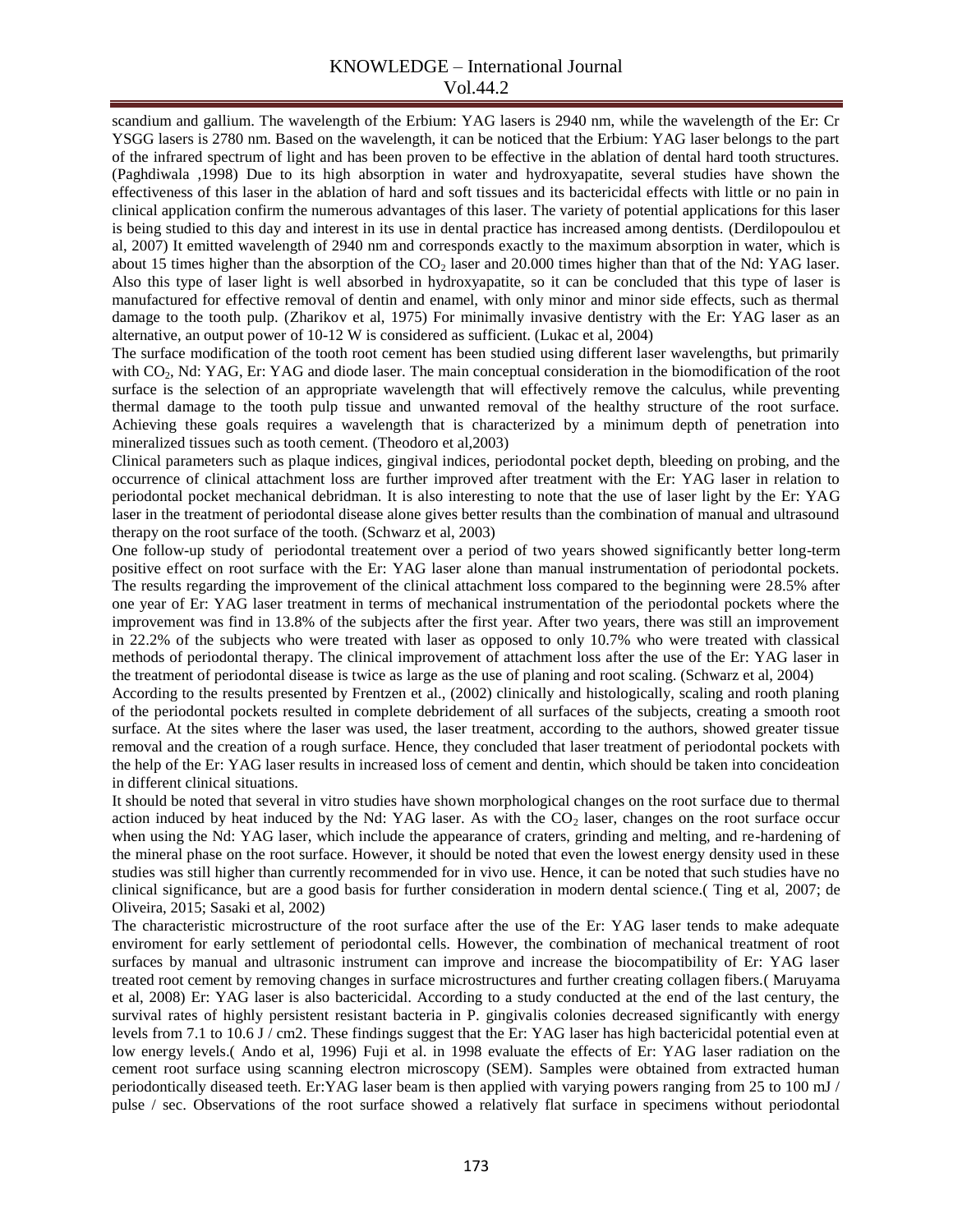scandium and gallium. The wavelength of the Erbium: YAG lasers is 2940 nm, while the wavelength of the Er: Cr YSGG lasers is 2780 nm. Based on the wavelength, it can be noticed that the Erbium: YAG laser belongs to the part of the infrared spectrum of light and has been proven to be effective in the ablation of dental hard tooth structures. (Paghdiwala ,1998) Due to its high absorption in water and hydroxyapatite, several studies have shown the effectiveness of this laser in the ablation of hard and soft tissues and its bactericidal effects with little or no pain in clinical application confirm the numerous advantages of this laser. The variety of potential applications for this laser is being studied to this day and interest in its use in dental practice has increased among dentists. (Derdilopoulou et al, 2007) It emitted wavelength of 2940 nm and corresponds exactly to the maximum absorption in water, which is about 15 times higher than the absorption of the $CO_2$ laser and 20.000 times higher than that of the Nd: YAG laser. Also this type of laser light is well absorbed in hydroxyapatite, so it can be concluded that this type of laser is manufactured for effective removal of dentin and enamel, with only minor and minor side effects, such as thermal damage to the tooth pulp. (Zharikov et al, 1975) For minimally invasive dentistry with the Er: YAG laser as an alternative, an output power of 10-12 W is considered as sufficient. (Lukac et al, 2004)

The surface modification of the tooth root cement has been studied using different laser wavelengths, but primarily with $CO_2$, Nd: YAG, Er: YAG and diode laser. The main conceptual consideration in the biomodification of the root surface is the selection of an appropriate wavelength that will effectively remove the calculus, while preventing thermal damage to the tooth pulp tissue and unwanted removal of the healthy structure of the root surface. Achieving these goals requires a wavelength that is characterized by a minimum depth of penetration into mineralized tissues such as tooth cement. (Theodoro et al,2003)

Clinical parameters such as plaque indices, gingival indices, periodontal pocket depth, bleeding on probing, and the occurrence of clinical attachment loss are further improved after treatment with the Er: YAG laser in relation to periodontal pocket mechanical debridman. It is also interesting to note that the use of laser light by the Er: YAG laser in the treatment of periodontal disease alone gives better results than the combination of manual and ultrasound therapy on the root surface of the tooth. (Schwarz et al, 2003)

One follow-up study of periodontal treatement over a period of two years showed significantly better long-term positive effect on root surface with the Er: YAG laser alone than manual instrumentation of periodontal pockets. The results regarding the improvement of the clinical attachment loss compared to the beginning were 28.5% after one year of Er: YAG laser treatment in terms of mechanical instrumentation of the periodontal pockets where the improvement was find in 13.8% of the subjects after the first year. After two years, there was still an improvement in 22.2% of the subjects who were treated with laser as opposed to only 10.7% who were treated with classical methods of periodontal therapy. The clinical improvement of attachment loss after the use of the Er: YAG laser in the treatment of periodontal disease is twice as large as the use of planing and root scaling. (Schwarz et al, 2004)

According to the results presented by Frentzen et al., (2002) clinically and histologically, scaling and rooth planing of the periodontal pockets resulted in complete debridement of all surfaces of the subjects, creating a smooth root surface. At the sites where the laser was used, the laser treatment, according to the authors, showed greater tissue removal and the creation of a rough surface. Hence, they concluded that laser treatment of periodontal pockets with the help of the Er: YAG laser results in increased loss of cement and dentin, which should be taken into concideation in different clinical situations.

It should be noted that several in vitro studies have shown morphological changes on the root surface due to thermal action induced by heat induced by the Nd: YAG laser. As with the $CO_2$ laser, changes on the root surface occur when using the Nd: YAG laser, which include the appearance of craters, grinding and melting, and re-hardening of the mineral phase on the root surface. However, it should be noted that even the lowest energy density used in these studies was still higher than currently recommended for in vivo use. Hence, it can be noted that such studies have no clinical significance, but are a good basis for further consideration in modern dental science.( Ting et al, 2007; de Oliveira, 2015; Sasaki et al, 2002)

The characteristic microstructure of the root surface after the use of the Er: YAG laser tends to make adequate enviroment for early settlement of periodontal cells. However, the combination of mechanical treatment of root surfaces by manual and ultrasonic instrument can improve and increase the biocompatibility of Er: YAG laser treated root cement by removing changes in surface microstructures and further creating collagen fibers.( Maruyama et al, 2008) Er: YAG laser is also bactericidal. According to a study conducted at the end of the last century, the survival rates of highly persistent resistant bacteria in P. gingivalis colonies decreased significantly with energy levels from 7.1 to 10.6 J / cm2. These findings suggest that the Er: YAG laser has high bactericidal potential even at low energy levels.( Ando et al, 1996) Fuji et al. in 1998 evaluate the effects of Er: YAG laser radiation on the cement root surface using scanning electron microscopy (SEM). Samples were obtained from extracted human periodontically diseased teeth. Er:YAG laser beam is then applied with varying powers ranging from 25 to 100 mJ / pulse / sec. Observations of the root surface showed a relatively flat surface in specimens without periodontal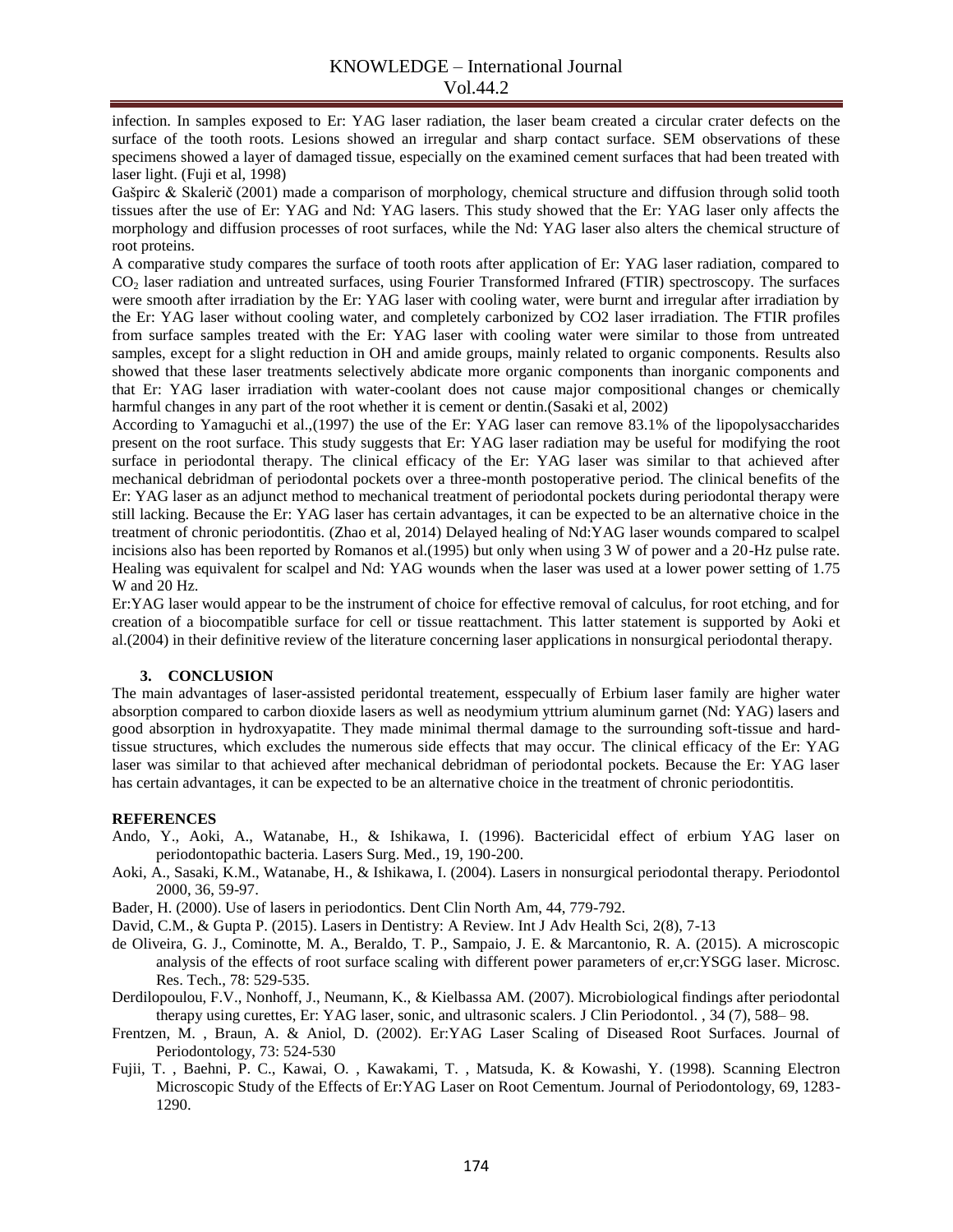infection. In samples exposed to Er: YAG laser radiation, the laser beam created a circular crater defects on the surface of the tooth roots. Lesions showed an irregular and sharp contact surface. SEM observations of these specimens showed a layer of damaged tissue, especially on the examined cement surfaces that had been treated with laser light. (Fuji et al, 1998)

Gašpirc & Skalerič (2001) made a comparison of morphology, chemical structure and diffusion through solid tooth tissues after the use of Er: YAG and Nd: YAG lasers. This study showed that the Er: YAG laser only affects the morphology and diffusion processes of root surfaces, while the Nd: YAG laser also alters the chemical structure of root proteins.

A comparative study compares the surface of tooth roots after application of Er: YAG laser radiation, compared to $CO_2$ laser radiation and untreated surfaces, using Fourier Transformed Infrared (FTIR) spectroscopy. The surfaces were smooth after irradiation by the Er: YAG laser with cooling water, were burnt and irregular after irradiation by the Er: YAG laser without cooling water, and completely carbonized by CO2 laser irradiation. The FTIR profiles from surface samples treated with the Er: YAG laser with cooling water were similar to those from untreated samples, except for a slight reduction in OH and amide groups, mainly related to organic components. Results also showed that these laser treatments selectively abdicate more organic components than inorganic components and that Er: YAG laser irradiation with water-coolant does not cause major compositional changes or chemically harmful changes in any part of the root whether it is cement or dentin.(Sasaki et al, 2002)

According to Yamaguchi et al.,(1997) the use of the Er: YAG laser can remove 83.1% of the lipopolysaccharides present on the root surface. This study suggests that Er: YAG laser radiation may be useful for modifying the root surface in periodontal therapy. The clinical efficacy of the Er: YAG laser was similar to that achieved after mechanical debridman of periodontal pockets over a three-month postoperative period. The clinical benefits of the Er: YAG laser as an adjunct method to mechanical treatment of periodontal pockets during periodontal therapy were still lacking. Because the Er: YAG laser has certain advantages, it can be expected to be an alternative choice in the treatment of chronic periodontitis. (Zhao et al, 2014) Delayed healing of Nd:YAG laser wounds compared to scalpel incisions also has been reported by Romanos et al.(1995) but only when using 3 W of power and a 20-Hz pulse rate. Healing was equivalent for scalpel and Nd: YAG wounds when the laser was used at a lower power setting of 1.75 W and 20 Hz.

Er:YAG laser would appear to be the instrument of choice for effective removal of calculus, for root etching, and for creation of a biocompatible surface for cell or tissue reattachment. This latter statement is supported by Aoki et al.(2004) in their definitive review of the literature concerning laser applications in nonsurgical periodontal therapy.

## 3. CONCLUSION

The main advantages of laser-assisted peridontal treatement, esspecually of Erbium laser family are higher water absorption compared to carbon dioxide lasers as well as neodymium yttrium aluminum garnet (Nd: YAG) lasers and good absorption in hydroxyapatite. They made minimal thermal damage to the surrounding soft-tissue and hard-tissue structures, which excludes the numerous side effects that may occur. The clinical efficacy of the Er: YAG laser was similar to that achieved after mechanical debridman of periodontal pockets. Because the Er: YAG laser has certain advantages, it can be expected to be an alternative choice in the treatment of chronic periodontitis.

## REFERENCES

Ando, Y., Aoki, A., Watanabe, H., & Ishikawa, I. (1996). Bactericidal effect of erbium YAG laser on periodontopathic bacteria. Lasers Surg. Med., 19, 190-200.

Aoki, A., Sasaki, K.M., Watanabe, H., & Ishikawa, I. (2004). Lasers in nonsurgical periodontal therapy. Periodontol 2000, 36, 59-97.

Bader, H. (2000). Use of lasers in periodontics. Dent Clin North Am, 44, 779-792.

David, C.M., & Gupta P. (2015). Lasers in Dentistry: A Review. Int J Adv Health Sci, 2(8), 7-13

de Oliveira, G. J., Cominotte, M. A., Beraldo, T. P., Sampaio, J. E. & Marcantonio, R. A. (2015). A microscopic analysis of the effects of root surface scaling with different power parameters of er,cr:YSGG laser. Microsc. Res. Tech., 78: 529-535.

Derdilopoulou, F.V., Nonhoff, J., Neumann, K., & Kielbassa AM. (2007). Microbiological findings after periodontal therapy using curettes, Er: YAG laser, sonic, and ultrasonic scalers. J Clin Periodontol. , 34 (7), 588– 98.

Frentzen, M. , Braun, A. & Aniol, D. (2002). Er:YAG Laser Scaling of Diseased Root Surfaces. Journal of Periodontology, 73: 524-530

Fujii, T. , Baehni, P. C., Kawai, O. , Kawakami, T. , Matsuda, K. & Kowashi, Y. (1998). Scanning Electron Microscopic Study of the Effects of Er:YAG Laser on Root Cementum. Journal of Periodontology, 69, 1283-1290.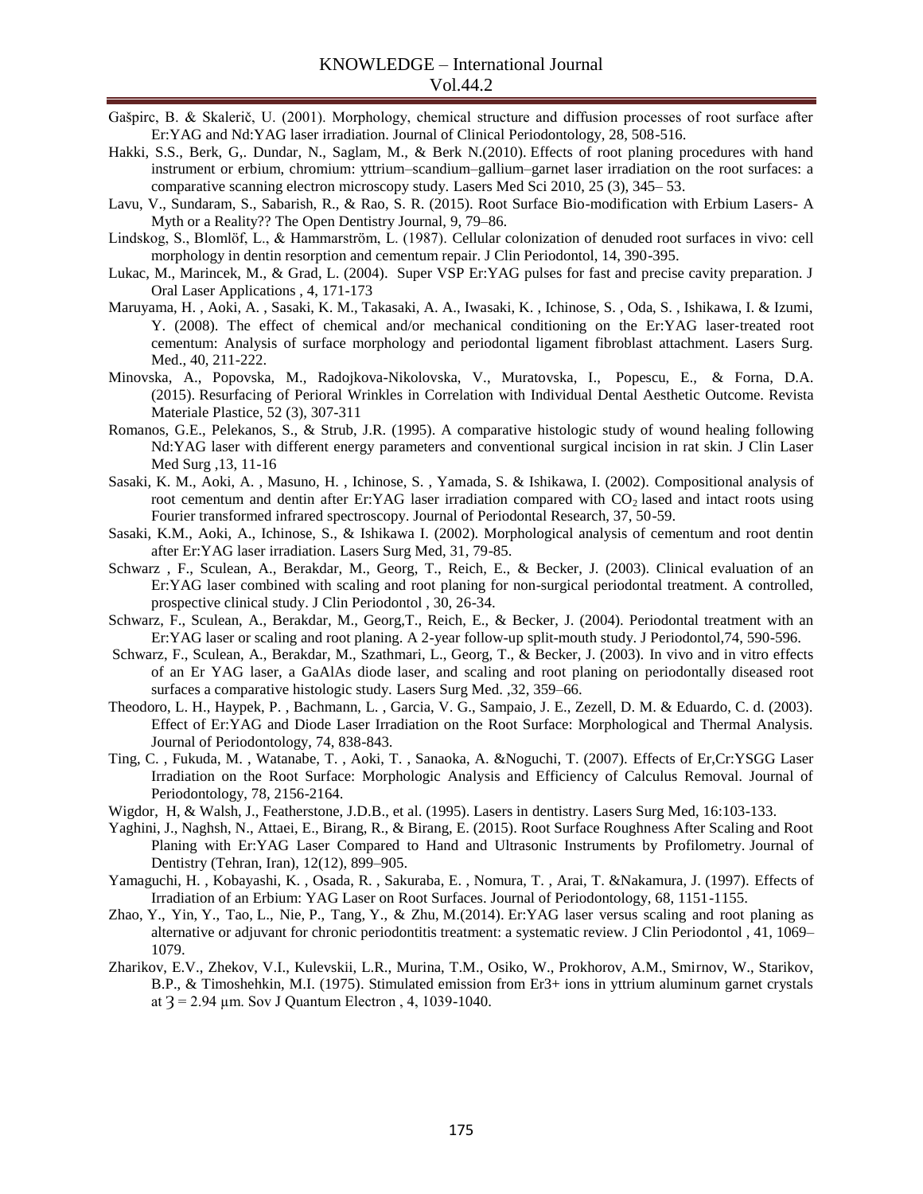Gašpirc, B. & Skalerič, U. (2001). Morphology, chemical structure and diffusion processes of root surface after Er:YAG and Nd:YAG laser irradiation. Journal of Clinical Periodontology, 28, 508-516.

Hakki, S.S., Berk, G,. Dundar, N., Saglam, M., & Berk N.(2010). Effects of root planing procedures with hand instrument or erbium, chromium: yttrium–scandium–gallium–garnet laser irradiation on the root surfaces: a comparative scanning electron microscopy study. Lasers Med Sci 2010, 25 (3), 345– 53.

Lavu, V., Sundaram, S., Sabarish, R., & Rao, S. R. (2015). Root Surface Bio-modification with Erbium Lasers- A Myth or a Reality?? The Open Dentistry Journal, 9, 79–86.

Lindskog, S., Blomlöf, L., & Hammarström, L. (1987). Cellular colonization of denuded root surfaces in vivo: cell morphology in dentin resorption and cementum repair. J Clin Periodontol, 14, 390-395.

Lukac, M., Marincek, M., & Grad, L. (2004). Super VSP Er:YAG pulses for fast and precise cavity preparation. J Oral Laser Applications , 4, 171-173

Maruyama, H. , Aoki, A. , Sasaki, K. M., Takasaki, A. A., Iwasaki, K. , Ichinose, S. , Oda, S. , Ishikawa, I. & Izumi, Y. (2008). The effect of chemical and/or mechanical conditioning on the Er:YAG laser-treated root cementum: Analysis of surface morphology and periodontal ligament fibroblast attachment. Lasers Surg. Med., 40, 211-222.

Minovska, A., Popovska, M., Radojkova-Nikolovska, V., Muratovska, I., Popescu, E., & Forna, D.A. (2015). Resurfacing of Perioral Wrinkles in Correlation with Individual Dental Aesthetic Outcome. Revista Materiale Plastice, 52 (3), 307-311

Romanos, G.E., Pelekanos, S., & Strub, J.R. (1995). A comparative histologic study of wound healing following Nd:YAG laser with different energy parameters and conventional surgical incision in rat skin. J Clin Laser Med Surg ,13, 11-16

Sasaki, K. M., Aoki, A. , Masuno, H. , Ichinose, S. , Yamada, S. & Ishikawa, I. (2002). Compositional analysis of root cementum and dentin after Er:YAG laser irradiation compared with $CO_2$ lased and intact roots using Fourier transformed infrared spectroscopy. Journal of Periodontal Research, 37, 50-59.

Sasaki, K.M., Aoki, A., Ichinose, S., & Ishikawa I. (2002). Morphological analysis of cementum and root dentin after Er:YAG laser irradiation. Lasers Surg Med, 31, 79-85.

Schwarz , F., Sculean, A., Berakdar, M., Georg, T., Reich, E., & Becker, J. (2003). Clinical evaluation of an Er:YAG laser combined with scaling and root planing for non-surgical periodontal treatment. A controlled, prospective clinical study. J Clin Periodontol , 30, 26-34.

Schwarz, F., Sculean, A., Berakdar, M., Georg,T., Reich, E., & Becker, J. (2004). Periodontal treatment with an Er:YAG laser or scaling and root planing. A 2-year follow-up split-mouth study. J Periodontol,74, 590-596.

Schwarz, F., Sculean, A., Berakdar, M., Szathmari, L., Georg, T., & Becker, J. (2003). In vivo and in vitro effects of an Er YAG laser, a GaAlAs diode laser, and scaling and root planing on periodontally diseased root surfaces a comparative histologic study. Lasers Surg Med. ,32, 359–66.

Theodoro, L. H., Haypek, P. , Bachmann, L. , Garcia, V. G., Sampaio, J. E., Zezell, D. M. & Eduardo, C. d. (2003). Effect of Er:YAG and Diode Laser Irradiation on the Root Surface: Morphological and Thermal Analysis. Journal of Periodontology, 74, 838-843.

Ting, C. , Fukuda, M. , Watanabe, T. , Aoki, T. , Sanaoka, A. &Noguchi, T. (2007). Effects of Er,Cr:YSGG Laser Irradiation on the Root Surface: Morphologic Analysis and Efficiency of Calculus Removal. Journal of Periodontology, 78, 2156-2164.

Wigdor, H, & Walsh, J., Featherstone, J.D.B., et al. (1995). Lasers in dentistry. Lasers Surg Med, 16:103-133.

Yaghini, J., Naghsh, N., Attaei, E., Birang, R., & Birang, E. (2015). Root Surface Roughness After Scaling and Root Planing with Er:YAG Laser Compared to Hand and Ultrasonic Instruments by Profilometry. Journal of Dentistry (Tehran, Iran), 12(12), 899–905.

Yamaguchi, H. , Kobayashi, K. , Osada, R. , Sakuraba, E. , Nomura, T. , Arai, T. &Nakamura, J. (1997). Effects of Irradiation of an Erbium: YAG Laser on Root Surfaces. Journal of Periodontology, 68, 1151-1155.

Zhao, Y., Yin, Y., Tao, L., Nie, P., Tang, Y., & Zhu, M.(2014). Er:YAG laser versus scaling and root planing as alternative or adjuvant for chronic periodontitis treatment: a systematic review. J Clin Periodontol , 41, 1069–1079.

Zharikov, E.V., Zhekov, V.I., Kulevskii, L.R., Murina, T.M., Osiko, W., Prokhorov, A.M., Smirnov, W., Starikov, B.P., & Timoshehkin, M.I. (1975). Stimulated emission from Er3+ ions in yttrium aluminum garnet crystals at Ʒ = 2.94 μm. Sov J Quantum Electron , 4, 1039-1040.